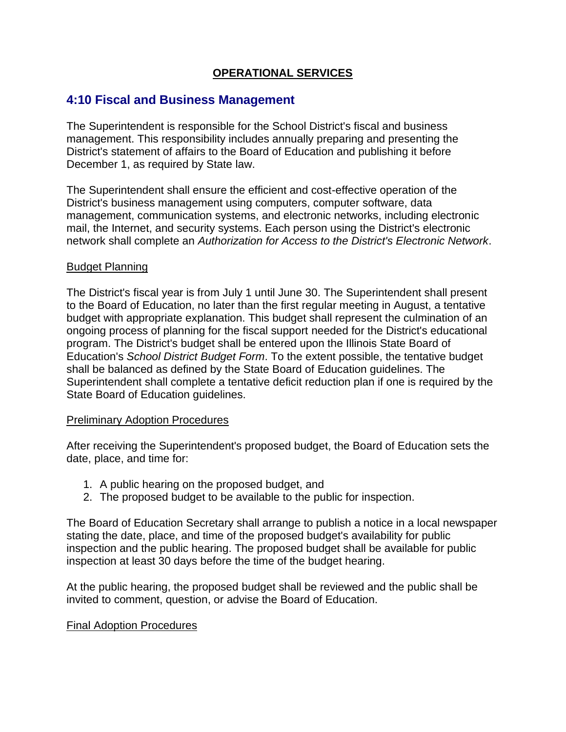**OPERATIONAL SERVICES**

## 4:10 Fiscal and Business Management

The Superintendent is responsible for the School District's fiscal and business management. This responsibility includes annually preparing and presenting the District's statement of affairs to the Board of Education and publishing it before December 1, as required by State law.

The Superintendent shall ensure the efficient and cost-effective operation of the District's business management using computers, computer software, data management, communication systems, and electronic networks, including electronic mail, the Internet, and security systems. Each person using the District's electronic network shall complete an *Authorization for Access to the District's Electronic Network*.

### Budget Planning

The District's fiscal year is from July 1 until June 30. The Superintendent shall present to the Board of Education, no later than the first regular meeting in August, a tentative budget with appropriate explanation. This budget shall represent the culmination of an ongoing process of planning for the fiscal support needed for the District's educational program. The District's budget shall be entered upon the Illinois State Board of Education's *School District Budget Form*. To the extent possible, the tentative budget shall be balanced as defined by the State Board of Education guidelines. The Superintendent shall complete a tentative deficit reduction plan if one is required by the State Board of Education guidelines.

### Preliminary Adoption Procedures

After receiving the Superintendent's proposed budget, the Board of Education sets the date, place, and time for:

1. A public hearing on the proposed budget, and
2. The proposed budget to be available to the public for inspection.

The Board of Education Secretary shall arrange to publish a notice in a local newspaper stating the date, place, and time of the proposed budget's availability for public inspection and the public hearing. The proposed budget shall be available for public inspection at least 30 days before the time of the budget hearing.

At the public hearing, the proposed budget shall be reviewed and the public shall be invited to comment, question, or advise the Board of Education.

### Final Adoption Procedures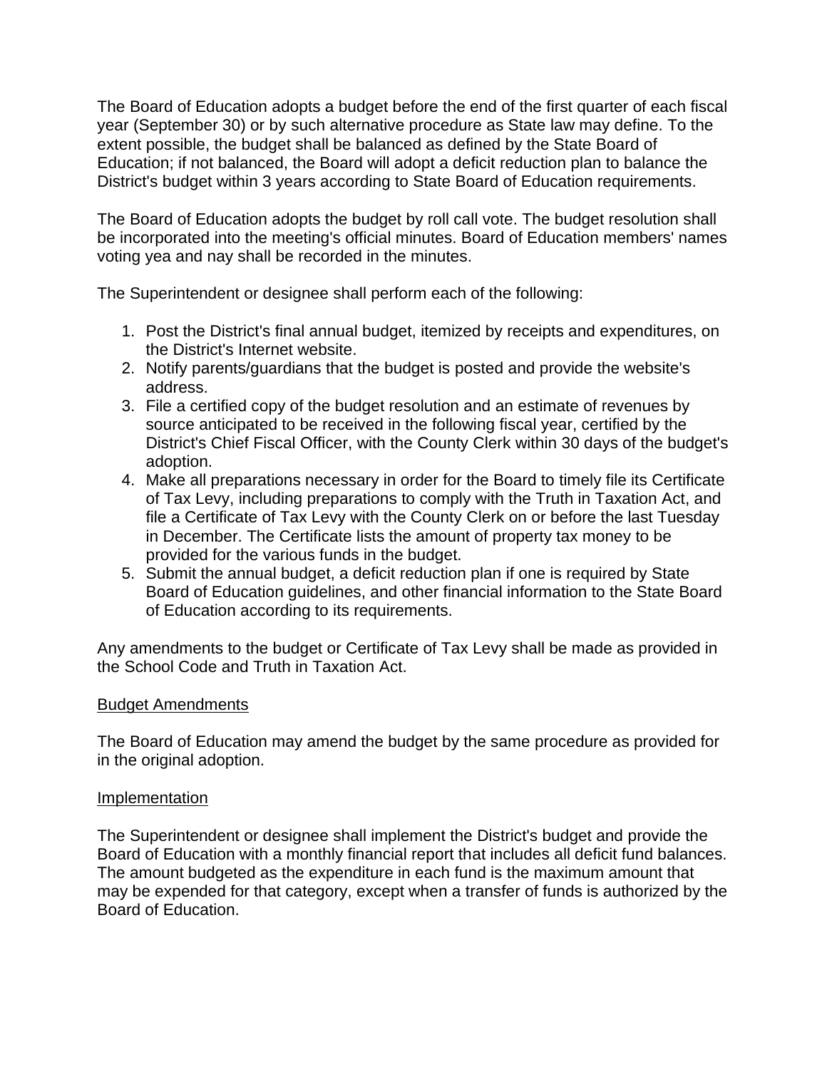The Board of Education adopts a budget before the end of the first quarter of each fiscal year (September 30) or by such alternative procedure as State law may define. To the extent possible, the budget shall be balanced as defined by the State Board of Education; if not balanced, the Board will adopt a deficit reduction plan to balance the District's budget within 3 years according to State Board of Education requirements.

The Board of Education adopts the budget by roll call vote. The budget resolution shall be incorporated into the meeting's official minutes. Board of Education members' names voting yea and nay shall be recorded in the minutes.

The Superintendent or designee shall perform each of the following:

1. Post the District's final annual budget, itemized by receipts and expenditures, on the District's Internet website.
2. Notify parents/guardians that the budget is posted and provide the website's address.
3. File a certified copy of the budget resolution and an estimate of revenues by source anticipated to be received in the following fiscal year, certified by the District's Chief Fiscal Officer, with the County Clerk within 30 days of the budget's adoption.
4. Make all preparations necessary in order for the Board to timely file its Certificate of Tax Levy, including preparations to comply with the Truth in Taxation Act, and file a Certificate of Tax Levy with the County Clerk on or before the last Tuesday in December. The Certificate lists the amount of property tax money to be provided for the various funds in the budget.
5. Submit the annual budget, a deficit reduction plan if one is required by State Board of Education guidelines, and other financial information to the State Board of Education according to its requirements.

Any amendments to the budget or Certificate of Tax Levy shall be made as provided in the School Code and Truth in Taxation Act.

## Budget Amendments

The Board of Education may amend the budget by the same procedure as provided for in the original adoption.

## Implementation

The Superintendent or designee shall implement the District's budget and provide the Board of Education with a monthly financial report that includes all deficit fund balances. The amount budgeted as the expenditure in each fund is the maximum amount that may be expended for that category, except when a transfer of funds is authorized by the Board of Education.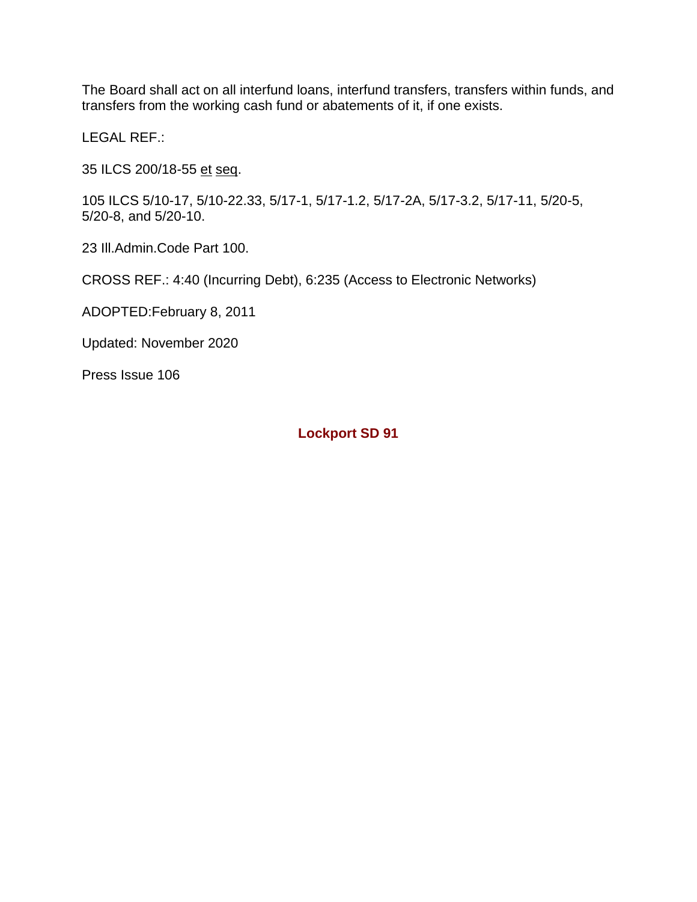The Board shall act on all interfund loans, interfund transfers, transfers within funds, and transfers from the working cash fund or abatements of it, if one exists.

LEGAL REF.:

35 ILCS 200/18-55 et seq.

105 ILCS 5/10-17, 5/10-22.33, 5/17-1, 5/17-1.2, 5/17-2A, 5/17-3.2, 5/17-11, 5/20-5, 5/20-8, and 5/20-10.

23 Ill.Admin.Code Part 100.

CROSS REF.: 4:40 (Incurring Debt), 6:235 (Access to Electronic Networks)

ADOPTED:February 8, 2011

Updated: November 2020

Press Issue 106

**Lockport SD 91**